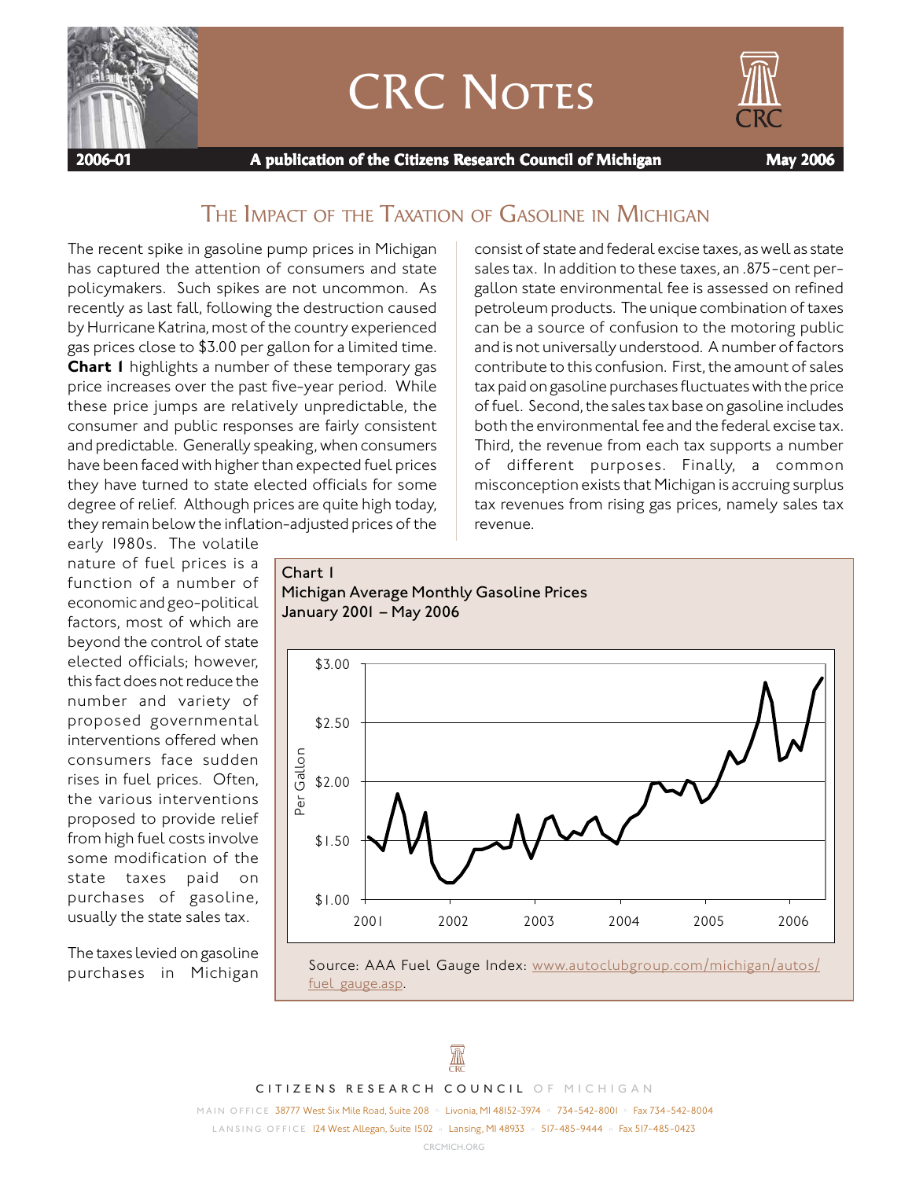# CRC Notes

**2006-01** — **A publication of the Citizens Research Council of Michigan** — **May 2006**

## The Impact of the Taxation of Gasoline in Michigan

The recent spike in gasoline pump prices in Michigan has captured the attention of consumers and state policymakers. Such spikes are not uncommon. As recently as last fall, following the destruction caused by Hurricane Katrina, most of the country experienced gas prices close to $3.00 per gallon for a limited time. **Chart 1** highlights a number of these temporary gas price increases over the past five-year period. While these price jumps are relatively unpredictable, the consumer and public responses are fairly consistent and predictable. Generally speaking, when consumers have been faced with higher than expected fuel prices they have turned to state elected officials for some degree of relief. Although prices are quite high today, they remain below the inflation-adjusted prices of the early 1980s. The volatile nature of fuel prices is a function of a number of economic and geo-political factors, most of which are beyond the control of state elected officials; however, this fact does not reduce the number and variety of proposed governmental interventions offered when consumers face sudden rises in fuel prices. Often, the various interventions proposed to provide relief from high fuel costs involve some modification of the state taxes paid on purchases of gasoline, usually the state sales tax.

The taxes levied on gasoline purchases in Michigan consist of state and federal excise taxes, as well as state sales tax. In addition to these taxes, an .875-cent per-gallon state environmental fee is assessed on refined petroleum products. The unique combination of taxes can be a source of confusion to the motoring public and is not universally understood. A number of factors contribute to this confusion. First, the amount of sales tax paid on gasoline purchases fluctuates with the price of fuel. Second, the sales tax base on gasoline includes both the environmental fee and the federal excise tax. Third, the revenue from each tax supports a number of different purposes. Finally, a common misconception exists that Michigan is accruing surplus tax revenues from rising gas prices, namely sales tax revenue.

**Chart 1**
**Michigan Average Monthly Gasoline Prices**
**January 2001 – May 2006**

Source: AAA Fuel Gauge Index: www.autoclubgroup.com/michigan/autos/fuel_gauge.asp.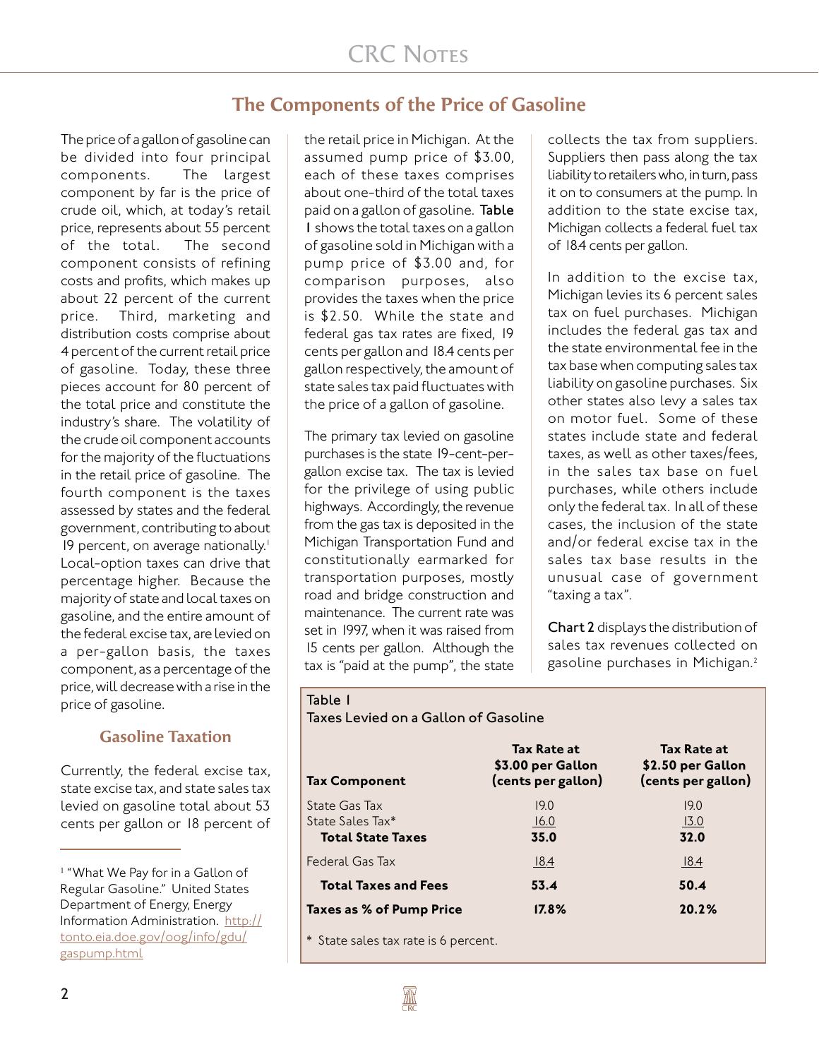## The Components of the Price of Gasoline

The price of a gallon of gasoline can be divided into four principal components. The largest component by far is the price of crude oil, which, at today's retail price, represents about 55 percent of the total. The second component consists of refining costs and profits, which makes up about 22 percent of the current price. Third, marketing and distribution costs comprise about 4 percent of the current retail price of gasoline. Today, these three pieces account for 80 percent of the total price and constitute the industry's share. The volatility of the crude oil component accounts for the majority of the fluctuations in the retail price of gasoline. The fourth component is the taxes assessed by states and the federal government, contributing to about 19 percent, on average nationally.[1] Local-option taxes can drive that percentage higher. Because the majority of state and local taxes on gasoline, and the entire amount of the federal excise tax, are levied on a per-gallon basis, the taxes component, as a percentage of the price, will decrease with a rise in the price of gasoline.

### Gasoline Taxation

Currently, the federal excise tax, state excise tax, and state sales tax levied on gasoline total about 53 cents per gallon or 18 percent of the retail price in Michigan. At the assumed pump price of $3.00, each of these taxes comprises about one-third of the total taxes paid on a gallon of gasoline. **Table 1** shows the total taxes on a gallon of gasoline sold in Michigan with a pump price of $3.00 and, for comparison purposes, also provides the taxes when the price is $2.50. While the state and federal gas tax rates are fixed, 19 cents per gallon and 18.4 cents per gallon respectively, the amount of state sales tax paid fluctuates with the price of a gallon of gasoline.

The primary tax levied on gasoline purchases is the state 19-cent-per-gallon excise tax. The tax is levied for the privilege of using public highways. Accordingly, the revenue from the gas tax is deposited in the Michigan Transportation Fund and constitutionally earmarked for transportation purposes, mostly road and bridge construction and maintenance. The current rate was set in 1997, when it was raised from 15 cents per gallon. Although the tax is "paid at the pump", the state collects the tax from suppliers. Suppliers then pass along the tax liability to retailers who, in turn, pass it on to consumers at the pump. In addition to the state excise tax, Michigan collects a federal fuel tax of 18.4 cents per gallon.

In addition to the excise tax, Michigan levies its 6 percent sales tax on fuel purchases. Michigan includes the federal gas tax and the state environmental fee in the tax base when computing sales tax liability on gasoline purchases. Six other states also levy a sales tax on motor fuel. Some of these states include state and federal taxes, as well as other taxes/fees, in the sales tax base on fuel purchases, while others include only the federal tax. In all of these cases, the inclusion of the state and/or federal excise tax in the sales tax base results in the unusual case of government "taxing a tax".

**Chart 2** displays the distribution of sales tax revenues collected on gasoline purchases in Michigan.[2]

Table 1
Taxes Levied on a Gallon of Gasoline

| Tax Component | Tax Rate at $3.00 per Gallon (cents per gallon) | Tax Rate at $2.50 per Gallon (cents per gallon) |
|---|---|---|
| State Gas Tax | 19.0 | 19.0 |
| State Sales Tax* | 16.0 | 13.0 |
| **Total State Taxes** | **35.0** | **32.0** |
| Federal Gas Tax | 18.4 | 18.4 |
| **Total Taxes and Fees** | **53.4** | **50.4** |
| **Taxes as % of Pump Price** | **17.8%** | **20.2%** |

\* State sales tax rate is 6 percent.

[1] "What We Pay for in a Gallon of Regular Gasoline." United States Department of Energy, Energy Information Administration. http://tonto.eia.doe.gov/oog/info/gdu/gaspump.html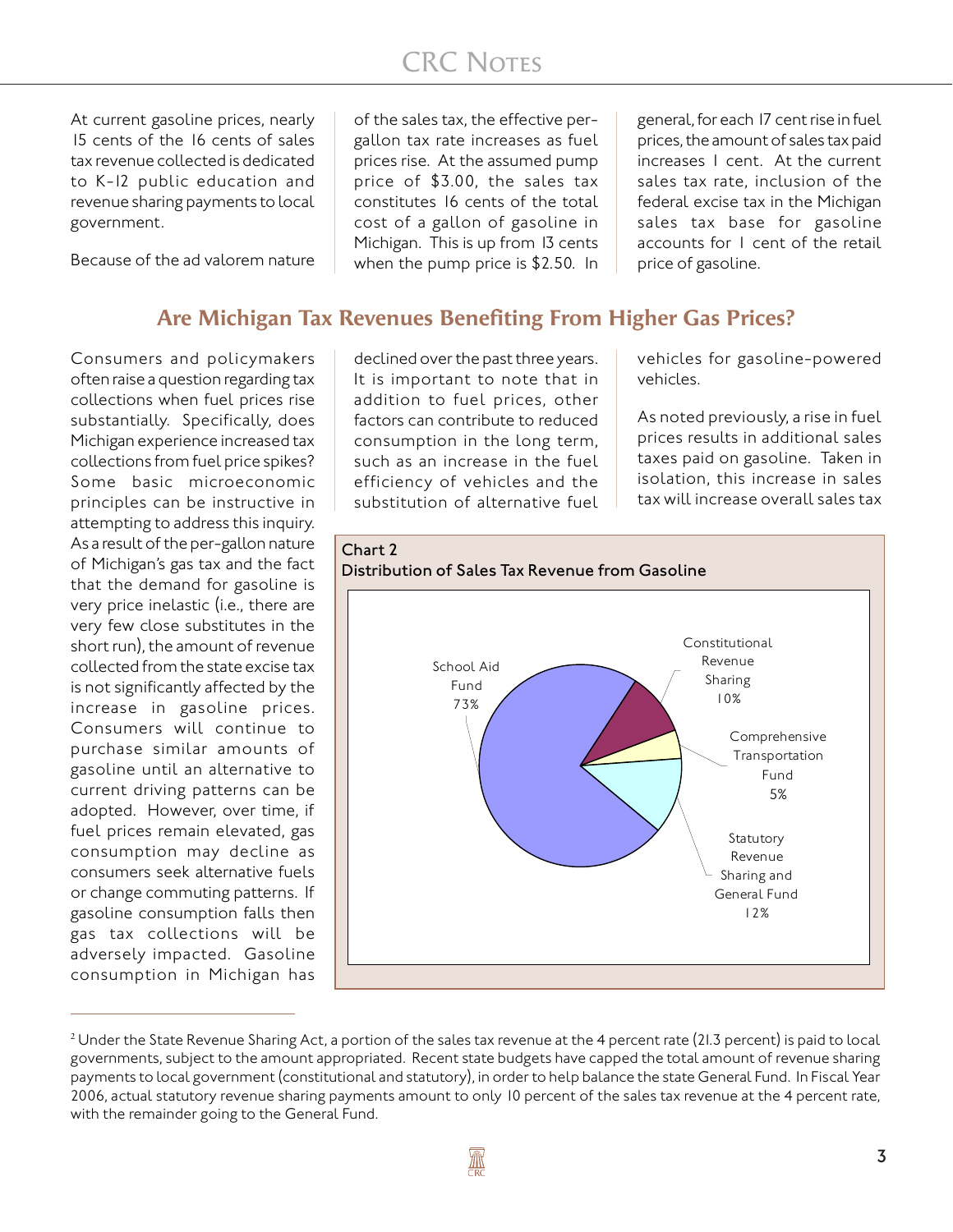At current gasoline prices, nearly 15 cents of the 16 cents of sales tax revenue collected is dedicated to K-12 public education and revenue sharing payments to local government.

Because of the ad valorem nature of the sales tax, the effective per-gallon tax rate increases as fuel prices rise. At the assumed pump price of $3.00, the sales tax constitutes 16 cents of the total cost of a gallon of gasoline in Michigan. This is up from 13 cents when the pump price is $2.50. In general, for each 17 cent rise in fuel prices, the amount of sales tax paid increases 1 cent. At the current sales tax rate, inclusion of the federal excise tax in the Michigan sales tax base for gasoline accounts for 1 cent of the retail price of gasoline.

## Are Michigan Tax Revenues Benefiting From Higher Gas Prices?

Consumers and policymakers often raise a question regarding tax collections when fuel prices rise substantially. Specifically, does Michigan experience increased tax collections from fuel price spikes? Some basic microeconomic principles can be instructive in attempting to address this inquiry. As a result of the per-gallon nature of Michigan's gas tax and the fact that the demand for gasoline is very price inelastic (i.e., there are very few close substitutes in the short run), the amount of revenue collected from the state excise tax is not significantly affected by the increase in gasoline prices. Consumers will continue to purchase similar amounts of gasoline until an alternative to current driving patterns can be adopted. However, over time, if fuel prices remain elevated, gas consumption may decline as consumers seek alternative fuels or change commuting patterns. If gasoline consumption falls then gas tax collections will be adversely impacted. Gasoline consumption in Michigan has declined over the past three years. It is important to note that in addition to fuel prices, other factors can contribute to reduced consumption in the long term, such as an increase in the fuel efficiency of vehicles and the substitution of alternative fuel vehicles for gasoline-powered vehicles.

As noted previously, a rise in fuel prices results in additional sales taxes paid on gasoline. Taken in isolation, this increase in sales tax will increase overall sales tax

**Chart 2**
**Distribution of Sales Tax Revenue from Gasoline**

| Category | Share |
|---|---|
| School Aid Fund | 73% |
| Constitutional Revenue Sharing | 10% |
| Comprehensive Transportation Fund | 5% |
| Statutory Revenue Sharing and General Fund | 12% |

[2] Under the State Revenue Sharing Act, a portion of the sales tax revenue at the 4 percent rate (21.3 percent) is paid to local governments, subject to the amount appropriated. Recent state budgets have capped the total amount of revenue sharing payments to local government (constitutional and statutory), in order to help balance the state General Fund. In Fiscal Year 2006, actual statutory revenue sharing payments amount to only 10 percent of the sales tax revenue at the 4 percent rate, with the remainder going to the General Fund.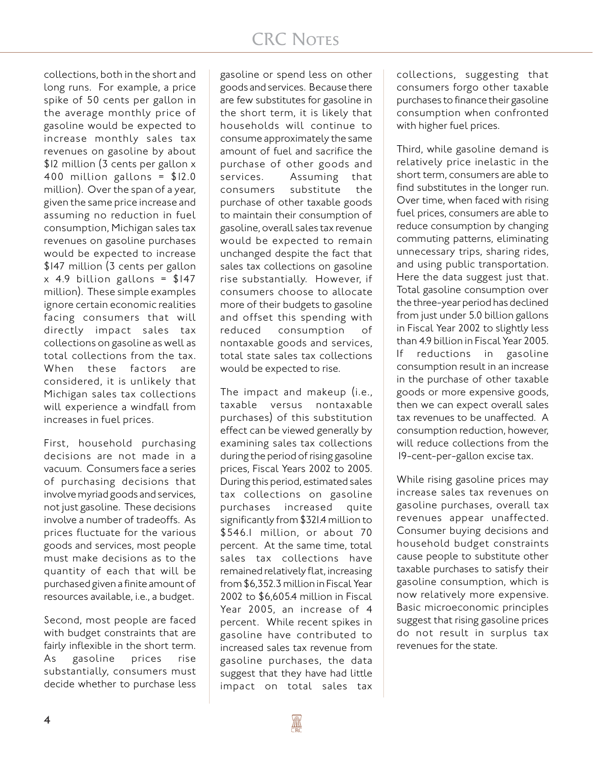collections, both in the short and long runs. For example, a price spike of 50 cents per gallon in the average monthly price of gasoline would be expected to increase monthly sales tax revenues on gasoline by about $12 million (3 cents per gallon x 400 million gallons = $12.0 million). Over the span of a year, given the same price increase and assuming no reduction in fuel consumption, Michigan sales tax revenues on gasoline purchases would be expected to increase $147 million (3 cents per gallon x 4.9 billion gallons = $147 million). These simple examples ignore certain economic realities facing consumers that will directly impact sales tax collections on gasoline as well as total collections from the tax. When these factors are considered, it is unlikely that Michigan sales tax collections will experience a windfall from increases in fuel prices.

First, household purchasing decisions are not made in a vacuum. Consumers face a series of purchasing decisions that involve myriad goods and services, not just gasoline. These decisions involve a number of tradeoffs. As prices fluctuate for the various goods and services, most people must make decisions as to the quantity of each that will be purchased given a finite amount of resources available, i.e., a budget.

Second, most people are faced with budget constraints that are fairly inflexible in the short term. As gasoline prices rise substantially, consumers must decide whether to purchase less gasoline or spend less on other goods and services. Because there are few substitutes for gasoline in the short term, it is likely that households will continue to consume approximately the same amount of fuel and sacrifice the purchase of other goods and services. Assuming that consumers substitute the purchase of other taxable goods to maintain their consumption of gasoline, overall sales tax revenue would be expected to remain unchanged despite the fact that sales tax collections on gasoline rise substantially. However, if consumers choose to allocate more of their budgets to gasoline and offset this spending with reduced consumption of nontaxable goods and services, total state sales tax collections would be expected to rise.

The impact and makeup (i.e., taxable versus nontaxable purchases) of this substitution effect can be viewed generally by examining sales tax collections during the period of rising gasoline prices, Fiscal Years 2002 to 2005. During this period, estimated sales tax collections on gasoline purchases increased quite significantly from $321.4 million to $546.1 million, or about 70 percent. At the same time, total sales tax collections have remained relatively flat, increasing from $6,352.3 million in Fiscal Year 2002 to $6,605.4 million in Fiscal Year 2005, an increase of 4 percent. While recent spikes in gasoline have contributed to increased sales tax revenue from gasoline purchases, the data suggest that they have had little impact on total sales tax collections, suggesting that consumers forgo other taxable purchases to finance their gasoline consumption when confronted with higher fuel prices.

Third, while gasoline demand is relatively price inelastic in the short term, consumers are able to find substitutes in the longer run. Over time, when faced with rising fuel prices, consumers are able to reduce consumption by changing commuting patterns, eliminating unnecessary trips, sharing rides, and using public transportation. Here the data suggest just that. Total gasoline consumption over the three-year period has declined from just under 5.0 billion gallons in Fiscal Year 2002 to slightly less than 4.9 billion in Fiscal Year 2005. If reductions in gasoline consumption result in an increase in the purchase of other taxable goods or more expensive goods, then we can expect overall sales tax revenues to be unaffected. A consumption reduction, however, will reduce collections from the 19-cent-per-gallon excise tax.

While rising gasoline prices may increase sales tax revenues on gasoline purchases, overall tax revenues appear unaffected. Consumer buying decisions and household budget constraints cause people to substitute other taxable purchases to satisfy their gasoline consumption, which is now relatively more expensive. Basic microeconomic principles suggest that rising gasoline prices do not result in surplus tax revenues for the state.